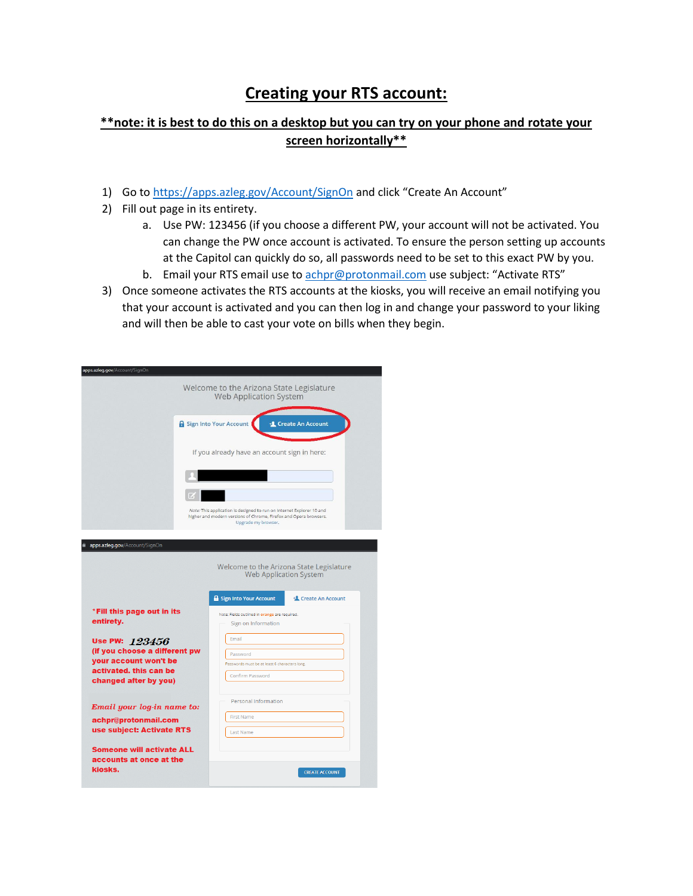# Creating your RTS account:

**\*\*note: it is best to do this on a desktop but you can try on your phone and rotate your screen horizontally\*\***

1) Go to https://apps.azleg.gov/Account/SignOn and click "Create An Account"
2) Fill out page in its entirety.
   a. Use PW: 123456 (if you choose a different PW, your account will not be activated. You can change the PW once account is activated. To ensure the person setting up accounts at the Capitol can quickly do so, all passwords need to be set to this exact PW by you.
   b. Email your RTS email use to achpr@protonmail.com use subject: "Activate RTS"
3) Once someone activates the RTS accounts at the kiosks, you will receive an email notifying you that your account is activated and you can then log in and change your password to your liking and will then be able to cast your vote on bills when they begin.

apps.azleg.gov/Account/SignOn

Welcome to the Arizona State Legislature Web Application System

Sign Into Your Account | Create An Account

If you already have an account sign in here:

Note: This application is designed to run on Internet Explorer 10 and higher and modern versions of Chrome, Firefox and Opera browsers. Upgrade my browser.

apps.azleg.gov/Account/SignOn

Welcome to the Arizona State Legislature Web Application System

Sign Into Your Account | Create An Account

Note: Fields outlined in orange are required.

Sign on Information

Email

Password

Passwords must be at least 6 characters long.

Confirm Password

Personal Information

First Name

Last Name

CREATE ACCOUNT

**\*Fill this page out in its entirety.**

**Use PW: *123456***
**(if you choose a different pw your account won't be activated. this can be changed after by you)**

***Email your log-in name to:***
**achpr@protonmail.com**
**use subject: Activate RTS**

**Someone will activate ALL accounts at once at the kiosks.**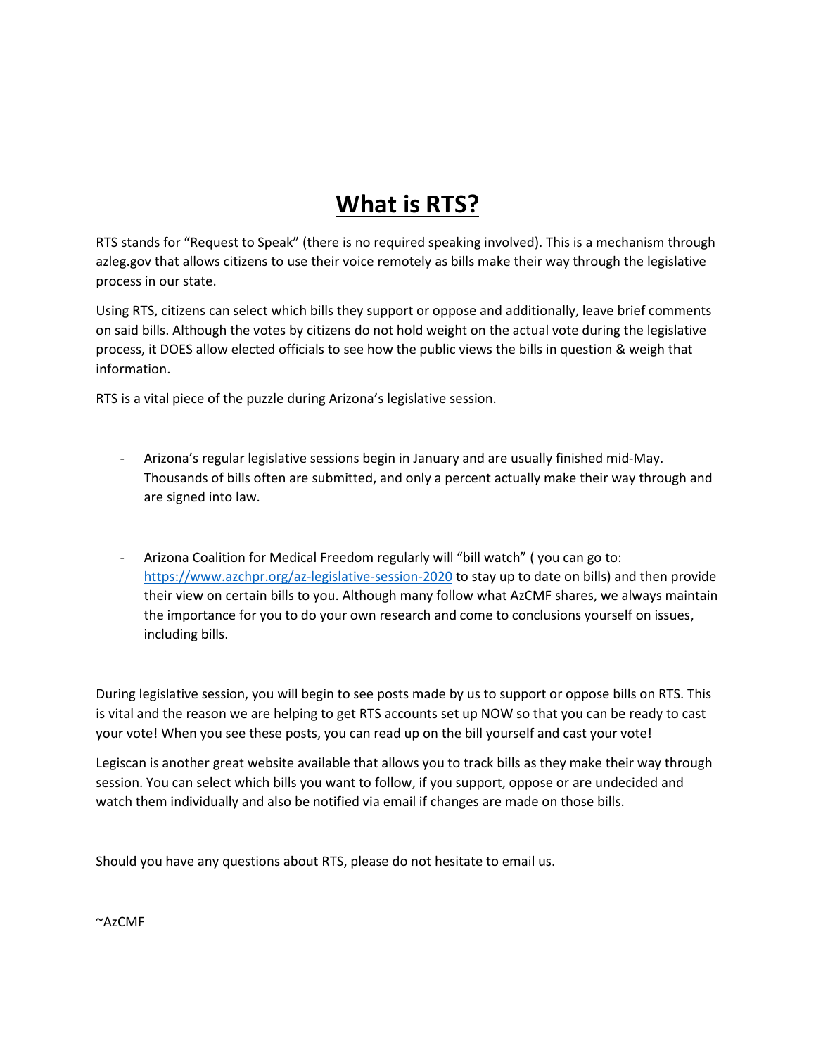# **What is RTS?**

RTS stands for "Request to Speak" (there is no required speaking involved). This is a mechanism through azleg.gov that allows citizens to use their voice remotely as bills make their way through the legislative process in our state.

Using RTS, citizens can select which bills they support or oppose and additionally, leave brief comments on said bills. Although the votes by citizens do not hold weight on the actual vote during the legislative process, it DOES allow elected officials to see how the public views the bills in question & weigh that information.

RTS is a vital piece of the puzzle during Arizona's legislative session.

- Arizona's regular legislative sessions begin in January and are usually finished mid-May. Thousands of bills often are submitted, and only a percent actually make their way through and are signed into law.

- Arizona Coalition for Medical Freedom regularly will "bill watch" ( you can go to: [https://www.azchpr.org/az-legislative-session-2020](https://www.azchpr.org/az-legislative-session-2020) to stay up to date on bills) and then provide their view on certain bills to you. Although many follow what AzCMF shares, we always maintain the importance for you to do your own research and come to conclusions yourself on issues, including bills.

During legislative session, you will begin to see posts made by us to support or oppose bills on RTS. This is vital and the reason we are helping to get RTS accounts set up NOW so that you can be ready to cast your vote! When you see these posts, you can read up on the bill yourself and cast your vote!

Legiscan is another great website available that allows you to track bills as they make their way through session. You can select which bills you want to follow, if you support, oppose or are undecided and watch them individually and also be notified via email if changes are made on those bills.

Should you have any questions about RTS, please do not hesitate to email us.

~AzCMF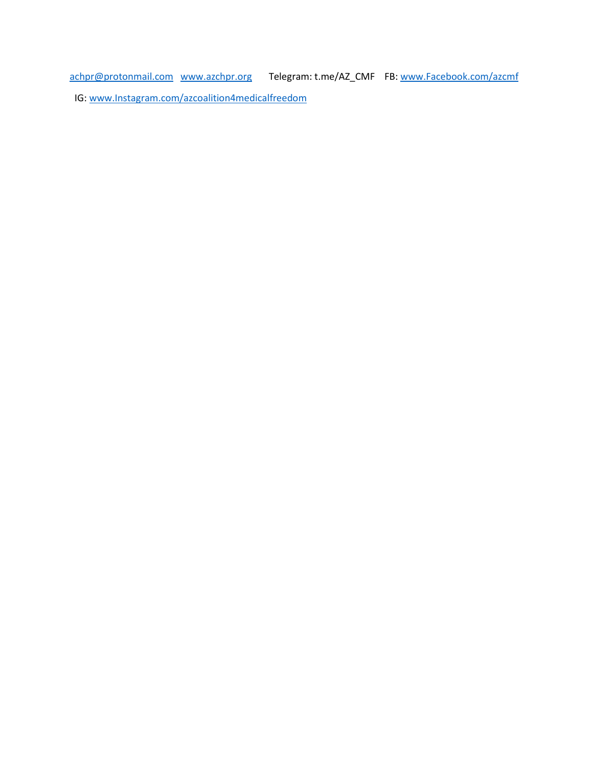achpr@protonmail.com   www.azchpr.org   Telegram: t.me/AZ_CMF   FB: www.Facebook.com/azcmf

IG: www.Instagram.com/azcoalition4medicalfreedom